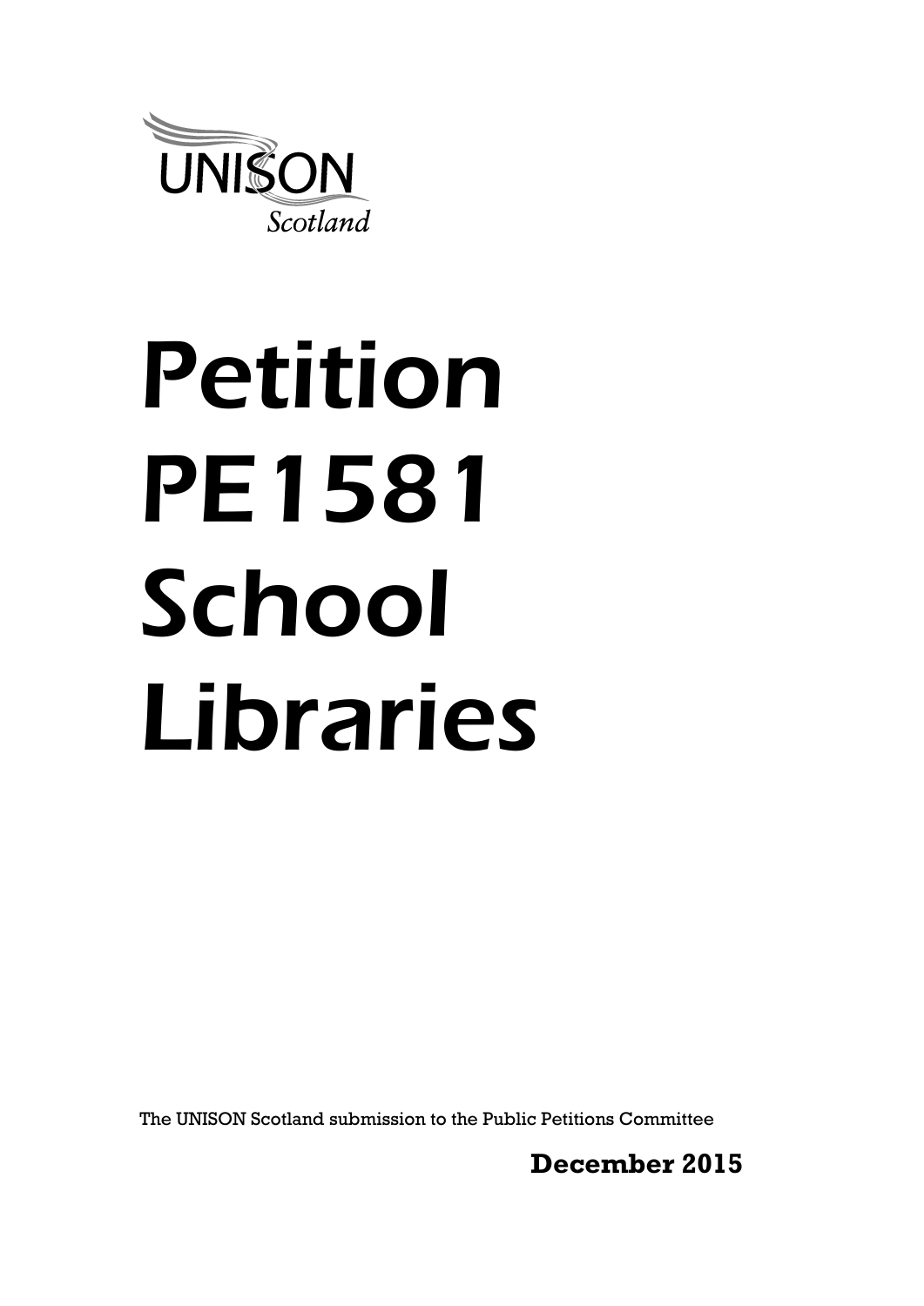UNISON

*Scotland*

# Petition PE1581 School Libraries

The UNISON Scotland submission to the Public Petitions Committee

**December 2015**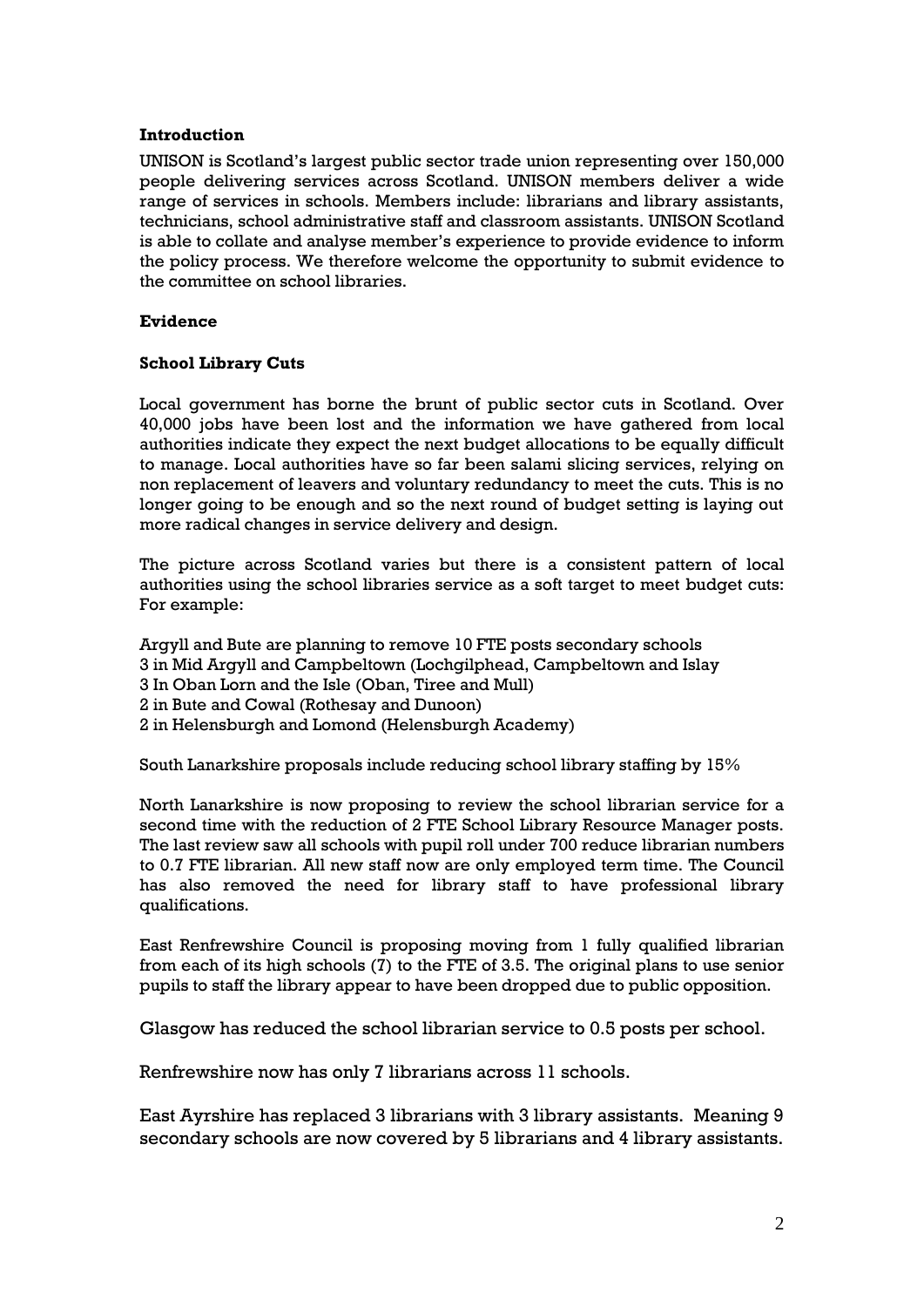**Introduction**

UNISON is Scotland's largest public sector trade union representing over 150,000 people delivering services across Scotland. UNISON members deliver a wide range of services in schools. Members include: librarians and library assistants, technicians, school administrative staff and classroom assistants. UNISON Scotland is able to collate and analyse member's experience to provide evidence to inform the policy process. We therefore welcome the opportunity to submit evidence to the committee on school libraries.

**Evidence**

**School Library Cuts**

Local government has borne the brunt of public sector cuts in Scotland. Over 40,000 jobs have been lost and the information we have gathered from local authorities indicate they expect the next budget allocations to be equally difficult to manage. Local authorities have so far been salami slicing services, relying on non replacement of leavers and voluntary redundancy to meet the cuts. This is no longer going to be enough and so the next round of budget setting is laying out more radical changes in service delivery and design.

The picture across Scotland varies but there is a consistent pattern of local authorities using the school libraries service as a soft target to meet budget cuts: For example:

Argyll and Bute are planning to remove 10 FTE posts secondary schools
3 in Mid Argyll and Campbeltown (Lochgilphead, Campbeltown and Islay
3 In Oban Lorn and the Isle (Oban, Tiree and Mull)
2 in Bute and Cowal (Rothesay and Dunoon)
2 in Helensburgh and Lomond (Helensburgh Academy)

South Lanarkshire proposals include reducing school library staffing by 15%

North Lanarkshire is now proposing to review the school librarian service for a second time with the reduction of 2 FTE School Library Resource Manager posts. The last review saw all schools with pupil roll under 700 reduce librarian numbers to 0.7 FTE librarian. All new staff now are only employed term time. The Council has also removed the need for library staff to have professional library qualifications.

East Renfrewshire Council is proposing moving from 1 fully qualified librarian from each of its high schools (7) to the FTE of 3.5. The original plans to use senior pupils to staff the library appear to have been dropped due to public opposition.

Glasgow has reduced the school librarian service to 0.5 posts per school.

Renfrewshire now has only 7 librarians across 11 schools.

East Ayrshire has replaced 3 librarians with 3 library assistants. Meaning 9 secondary schools are now covered by 5 librarians and 4 library assistants.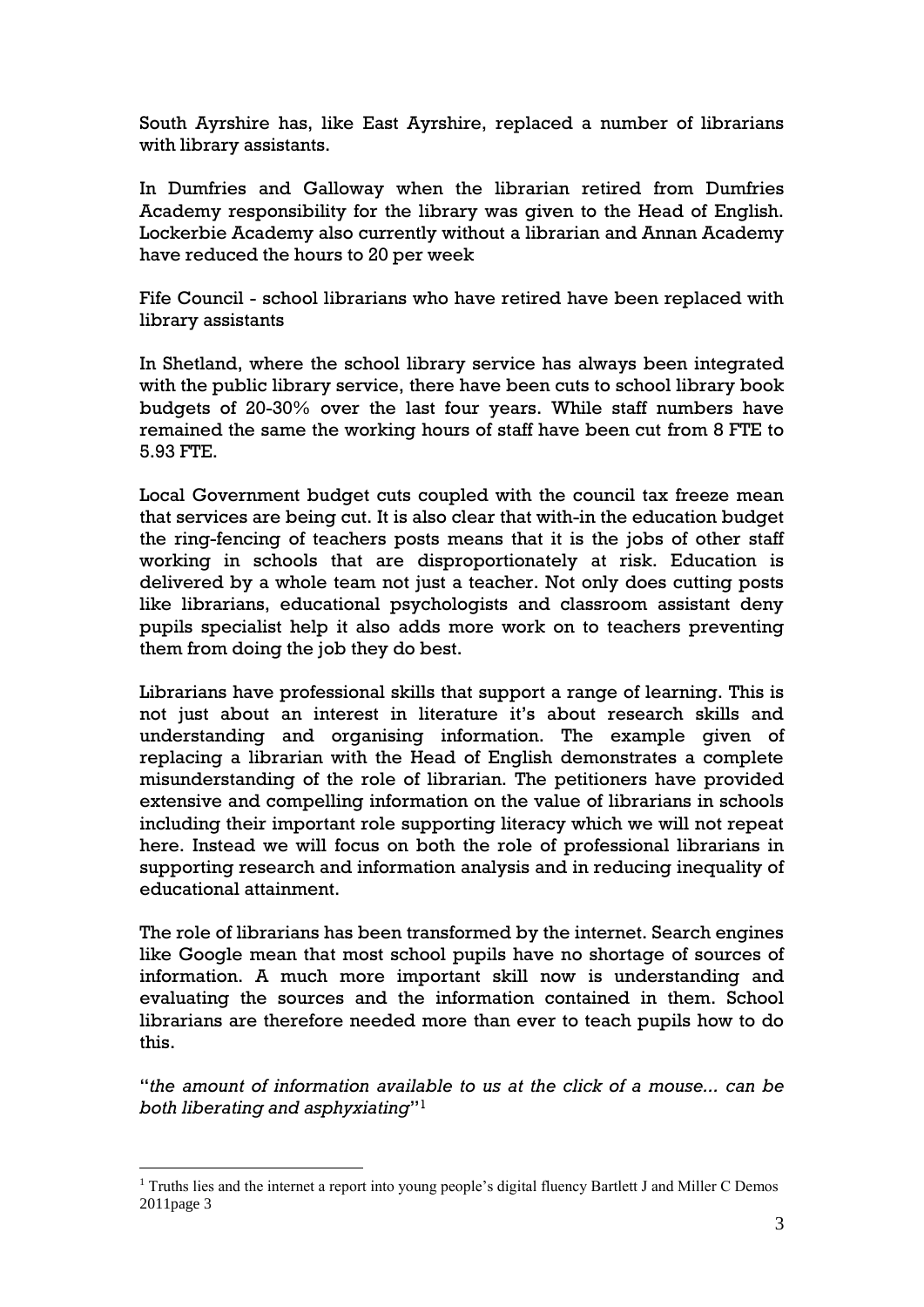South Ayrshire has, like East Ayrshire, replaced a number of librarians with library assistants.

In Dumfries and Galloway when the librarian retired from Dumfries Academy responsibility for the library was given to the Head of English. Lockerbie Academy also currently without a librarian and Annan Academy have reduced the hours to 20 per week

Fife Council - school librarians who have retired have been replaced with library assistants

In Shetland, where the school library service has always been integrated with the public library service, there have been cuts to school library book budgets of 20-30% over the last four years. While staff numbers have remained the same the working hours of staff have been cut from 8 FTE to 5.93 FTE.

Local Government budget cuts coupled with the council tax freeze mean that services are being cut. It is also clear that with-in the education budget the ring-fencing of teachers posts means that it is the jobs of other staff working in schools that are disproportionately at risk. Education is delivered by a whole team not just a teacher. Not only does cutting posts like librarians, educational psychologists and classroom assistant deny pupils specialist help it also adds more work on to teachers preventing them from doing the job they do best.

Librarians have professional skills that support a range of learning. This is not just about an interest in literature it's about research skills and understanding and organising information. The example given of replacing a librarian with the Head of English demonstrates a complete misunderstanding of the role of librarian. The petitioners have provided extensive and compelling information on the value of librarians in schools including their important role supporting literacy which we will not repeat here. Instead we will focus on both the role of professional librarians in supporting research and information analysis and in reducing inequality of educational attainment.

The role of librarians has been transformed by the internet. Search engines like Google mean that most school pupils have no shortage of sources of information. A much more important skill now is understanding and evaluating the sources and the information contained in them. School librarians are therefore needed more than ever to teach pupils how to do this.

"*the amount of information available to us at the click of a mouse... can be both liberating and asphyxiating*"[1]

[1] Truths lies and the internet a report into young people's digital fluency Bartlett J and Miller C Demos 2011page 3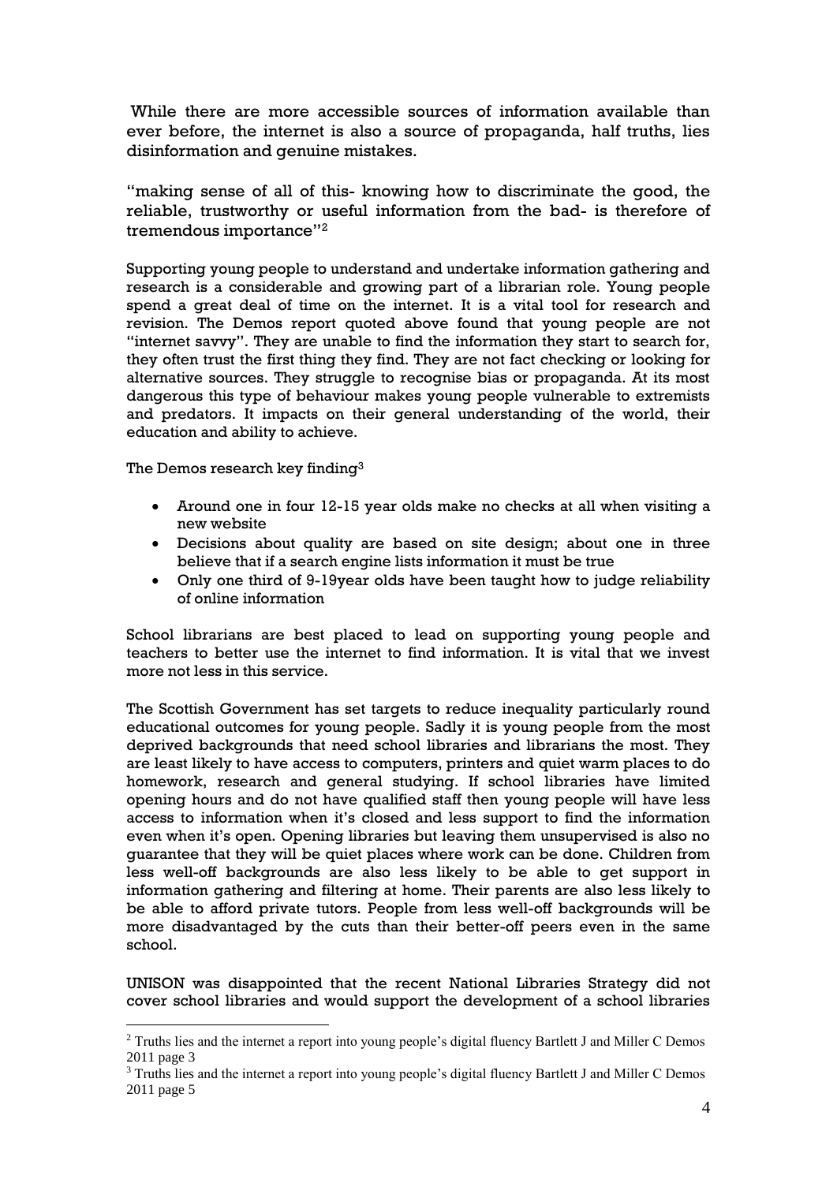While there are more accessible sources of information available than ever before, the internet is also a source of propaganda, half truths, lies disinformation and genuine mistakes.

"making sense of all of this- knowing how to discriminate the good, the reliable, trustworthy or useful information from the bad- is therefore of tremendous importance"[2]

Supporting young people to understand and undertake information gathering and research is a considerable and growing part of a librarian role. Young people spend a great deal of time on the internet. It is a vital tool for research and revision. The Demos report quoted above found that young people are not "internet savvy". They are unable to find the information they start to search for, they often trust the first thing they find. They are not fact checking or looking for alternative sources. They struggle to recognise bias or propaganda. At its most dangerous this type of behaviour makes young people vulnerable to extremists and predators. It impacts on their general understanding of the world, their education and ability to achieve.

The Demos research key finding[3]

- Around one in four 12-15 year olds make no checks at all when visiting a new website
- Decisions about quality are based on site design; about one in three believe that if a search engine lists information it must be true
- Only one third of 9-19year olds have been taught how to judge reliability of online information

School librarians are best placed to lead on supporting young people and teachers to better use the internet to find information. It is vital that we invest more not less in this service.

The Scottish Government has set targets to reduce inequality particularly round educational outcomes for young people. Sadly it is young people from the most deprived backgrounds that need school libraries and librarians the most. They are least likely to have access to computers, printers and quiet warm places to do homework, research and general studying. If school libraries have limited opening hours and do not have qualified staff then young people will have less access to information when it's closed and less support to find the information even when it's open. Opening libraries but leaving them unsupervised is also no guarantee that they will be quiet places where work can be done. Children from less well-off backgrounds are also less likely to be able to get support in information gathering and filtering at home. Their parents are also less likely to be able to afford private tutors. People from less well-off backgrounds will be more disadvantaged by the cuts than their better-off peers even in the same school.

UNISON was disappointed that the recent National Libraries Strategy did not cover school libraries and would support the development of a school libraries

---

[2] Truths lies and the internet a report into young people's digital fluency Bartlett J and Miller C Demos 2011 page 3

[3] Truths lies and the internet a report into young people's digital fluency Bartlett J and Miller C Demos 2011 page 5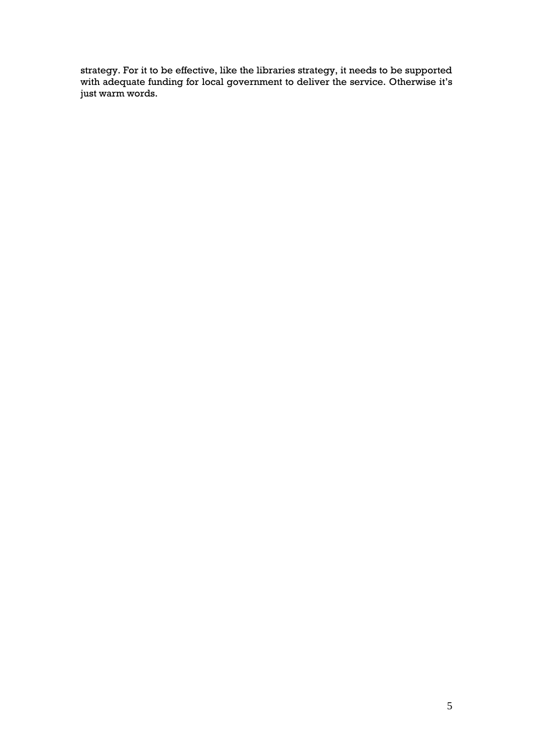strategy. For it to be effective, like the libraries strategy, it needs to be supported with adequate funding for local government to deliver the service. Otherwise it's just warm words.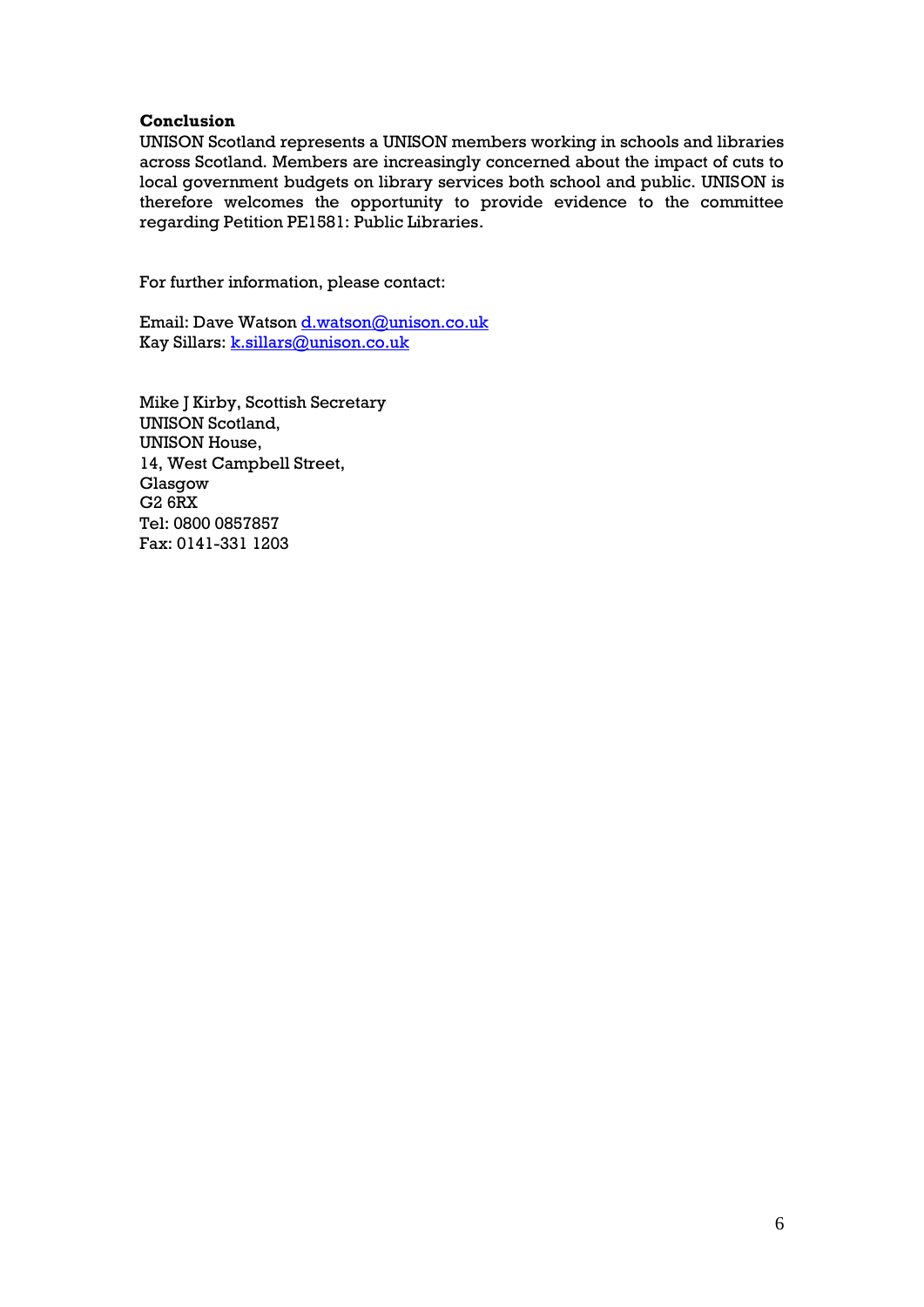**Conclusion**

UNISON Scotland represents a UNISON members working in schools and libraries across Scotland. Members are increasingly concerned about the impact of cuts to local government budgets on library services both school and public. UNISON is therefore welcomes the opportunity to provide evidence to the committee regarding Petition PE1581: Public Libraries.

For further information, please contact:

Email: Dave Watson d.watson@unison.co.uk
Kay Sillars: k.sillars@unison.co.uk

Mike J Kirby, Scottish Secretary
UNISON Scotland,
UNISON House,
14, West Campbell Street,
Glasgow
G2 6RX
Tel: 0800 0857857
Fax: 0141-331 1203